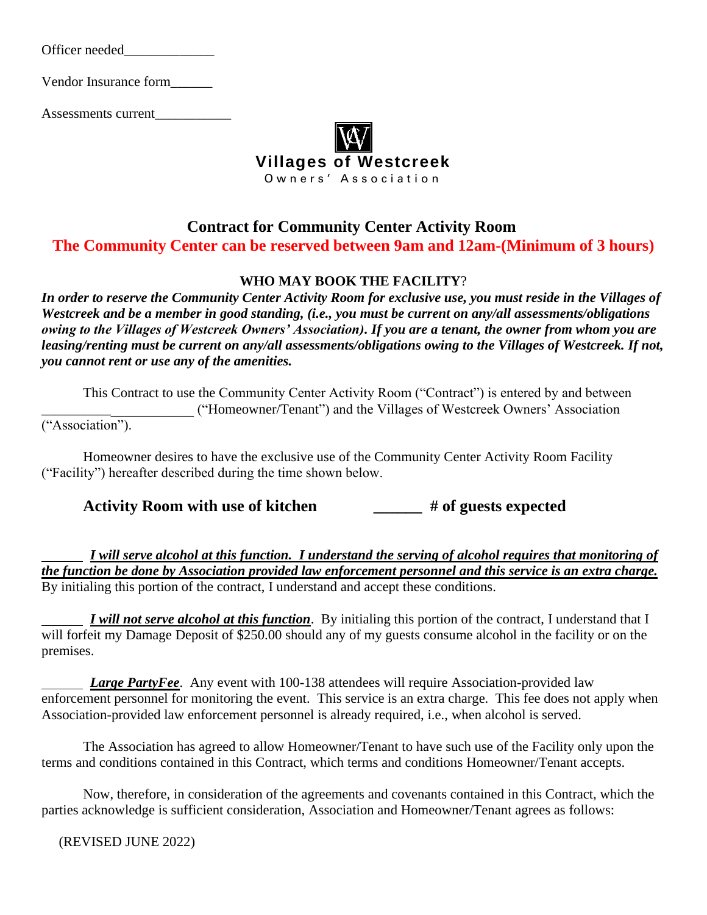Officer needed_____________

Vendor Insurance form______

Assessments current___________

**Villages of Westcreek**
Owners' Association

## Contract for Community Center Activity Room

**The Community Center can be reserved between 9am and 12am-(Minimum of 3 hours)**

### WHO MAY BOOK THE FACILITY?

***In order to reserve the Community Center Activity Room for exclusive use, you must reside in the Villages of Westcreek and be a member in good standing, (i.e., you must be current on any/all assessments/obligations owing to the Villages of Westcreek Owners' Association). If you are a tenant, the owner from whom you are leasing/renting must be current on any/all assessments/obligations owing to the Villages of Westcreek. If not, you cannot rent or use any of the amenities.***

This Contract to use the Community Center Activity Room ("Contract") is entered by and between _______________________ ("Homeowner/Tenant") and the Villages of Westcreek Owners' Association ("Association").

Homeowner desires to have the exclusive use of the Community Center Activity Room Facility ("Facility") hereafter described during the time shown below.

**Activity Room with use of kitchen** ______ **# of guests expected**

______ ***I will serve alcohol at this function. I understand the serving of alcohol requires that monitoring of the function be done by Association provided law enforcement personnel and this service is an extra charge.*** By initialing this portion of the contract, I understand and accept these conditions.

______ ***I will not serve alcohol at this function***. By initialing this portion of the contract, I understand that I will forfeit my Damage Deposit of $250.00 should any of my guests consume alcohol in the facility or on the premises.

______ ***Large PartyFee***. Any event with 100-138 attendees will require Association-provided law enforcement personnel for monitoring the event. This service is an extra charge. This fee does not apply when Association-provided law enforcement personnel is already required, i.e., when alcohol is served.

The Association has agreed to allow Homeowner/Tenant to have such use of the Facility only upon the terms and conditions contained in this Contract, which terms and conditions Homeowner/Tenant accepts.

Now, therefore, in consideration of the agreements and covenants contained in this Contract, which the parties acknowledge is sufficient consideration, Association and Homeowner/Tenant agrees as follows:

(REVISED JUNE 2022)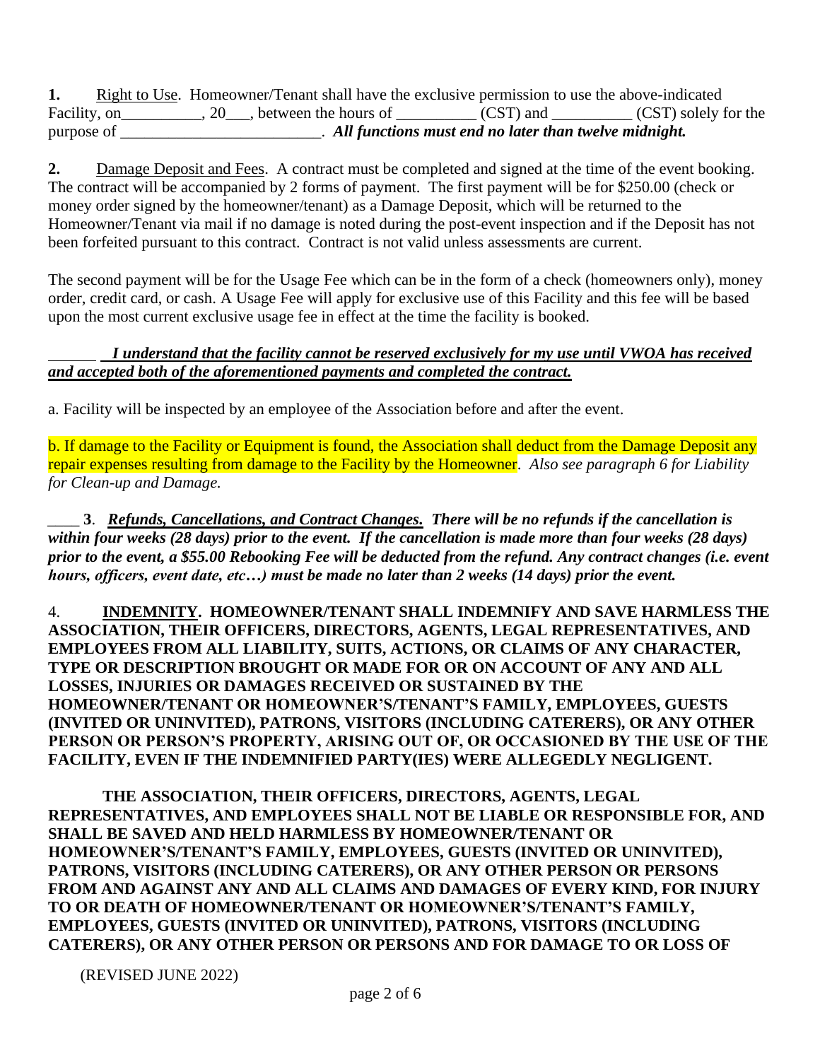**1.** <u>Right to Use</u>. Homeowner/Tenant shall have the exclusive permission to use the above-indicated Facility, on__________, 20___, between the hours of __________ (CST) and __________ (CST) solely for the purpose of __________________________. ***All functions must end no later than twelve midnight.***

**2.** <u>Damage Deposit and Fees</u>. A contract must be completed and signed at the time of the event booking. The contract will be accompanied by 2 forms of payment. The first payment will be for $250.00 (check or money order signed by the homeowner/tenant) as a Damage Deposit, which will be returned to the Homeowner/Tenant via mail if no damage is noted during the post-event inspection and if the Deposit has not been forfeited pursuant to this contract. Contract is not valid unless assessments are current.

The second payment will be for the Usage Fee which can be in the form of a check (homeowners only), money order, credit card, or cash. A Usage Fee will apply for exclusive use of this Facility and this fee will be based upon the most current exclusive usage fee in effect at the time the facility is booked.

______ ***<u>I understand that the facility cannot be reserved exclusively for my use until VWOA has received and accepted both of the aforementioned payments and completed the contract.</u>***

a. Facility will be inspected by an employee of the Association before and after the event.

b. If damage to the Facility or Equipment is found, the Association shall deduct from the Damage Deposit any repair expenses resulting from damage to the Facility by the Homeowner. *Also see paragraph 6 for Liability for Clean-up and Damage.*

____ **3**. ***<u>Refunds, Cancellations, and Contract Changes</u>. There will be no refunds if the cancellation is within four weeks (28 days) prior to the event. If the cancellation is made more than four weeks (28 days) prior to the event, a $55.00 Rebooking Fee will be deducted from the refund. Any contract changes (i.e. event hours, officers, event date, etc…) must be made no later than 2 weeks (14 days) prior the event.***

4. **<u>INDEMNITY</u>. HOMEOWNER/TENANT SHALL INDEMNIFY AND SAVE HARMLESS THE ASSOCIATION, THEIR OFFICERS, DIRECTORS, AGENTS, LEGAL REPRESENTATIVES, AND EMPLOYEES FROM ALL LIABILITY, SUITS, ACTIONS, OR CLAIMS OF ANY CHARACTER, TYPE OR DESCRIPTION BROUGHT OR MADE FOR OR ON ACCOUNT OF ANY AND ALL LOSSES, INJURIES OR DAMAGES RECEIVED OR SUSTAINED BY THE HOMEOWNER/TENANT OR HOMEOWNER'S/TENANT'S FAMILY, EMPLOYEES, GUESTS (INVITED OR UNINVITED), PATRONS, VISITORS (INCLUDING CATERERS), OR ANY OTHER PERSON OR PERSON'S PROPERTY, ARISING OUT OF, OR OCCASIONED BY THE USE OF THE FACILITY, EVEN IF THE INDEMNIFIED PARTY(IES) WERE ALLEGEDLY NEGLIGENT.**

**THE ASSOCIATION, THEIR OFFICERS, DIRECTORS, AGENTS, LEGAL REPRESENTATIVES, AND EMPLOYEES SHALL NOT BE LIABLE OR RESPONSIBLE FOR, AND SHALL BE SAVED AND HELD HARMLESS BY HOMEOWNER/TENANT OR HOMEOWNER'S/TENANT'S FAMILY, EMPLOYEES, GUESTS (INVITED OR UNINVITED), PATRONS, VISITORS (INCLUDING CATERERS), OR ANY OTHER PERSON OR PERSONS FROM AND AGAINST ANY AND ALL CLAIMS AND DAMAGES OF EVERY KIND, FOR INJURY TO OR DEATH OF HOMEOWNER/TENANT OR HOMEOWNER'S/TENANT'S FAMILY, EMPLOYEES, GUESTS (INVITED OR UNINVITED), PATRONS, VISITORS (INCLUDING CATERERS), OR ANY OTHER PERSON OR PERSONS AND FOR DAMAGE TO OR LOSS OF**

(REVISED JUNE 2022)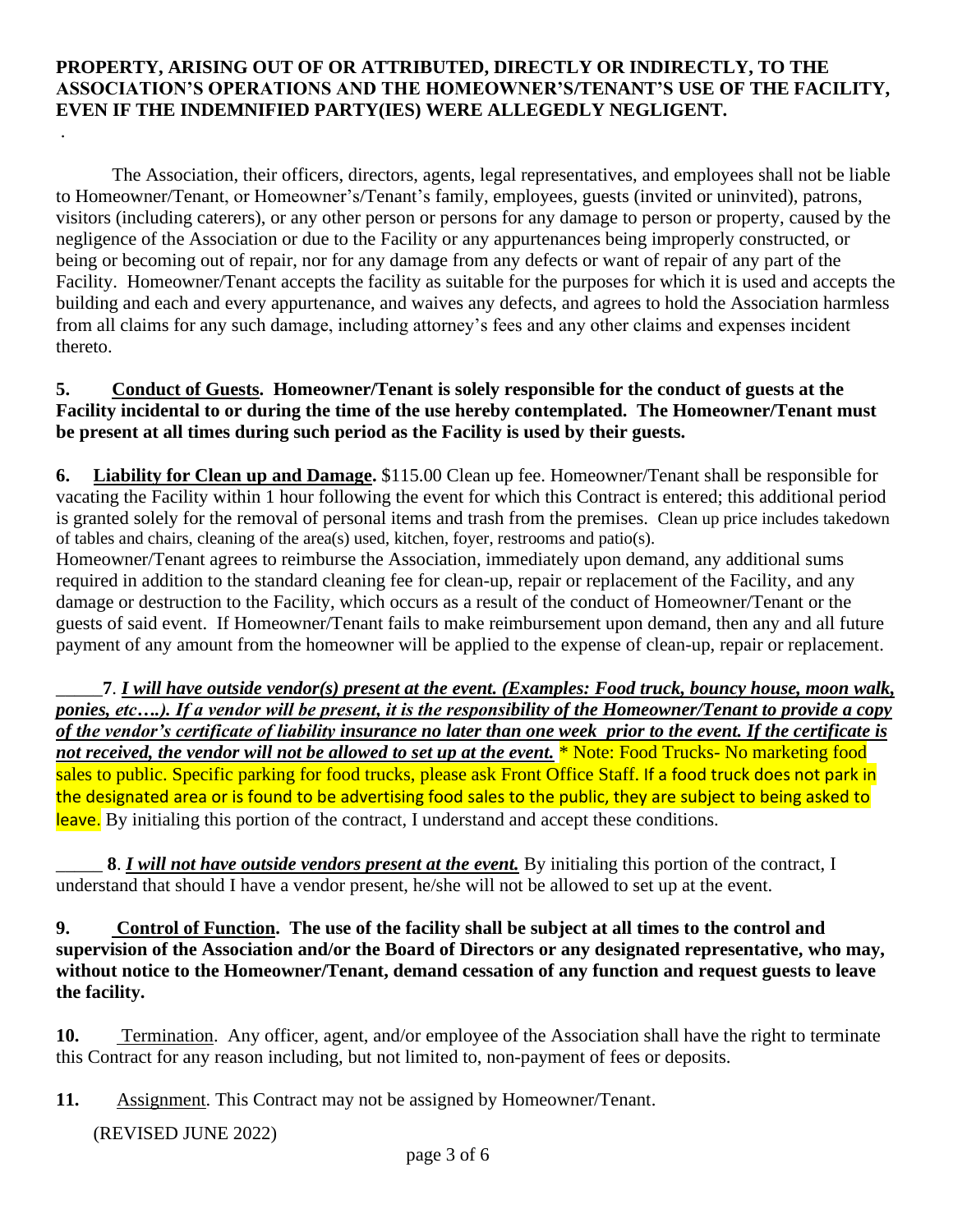**PROPERTY, ARISING OUT OF OR ATTRIBUTED, DIRECTLY OR INDIRECTLY, TO THE ASSOCIATION'S OPERATIONS AND THE HOMEOWNER'S/TENANT'S USE OF THE FACILITY, EVEN IF THE INDEMNIFIED PARTY(IES) WERE ALLEGEDLY NEGLIGENT.**

.

The Association, their officers, directors, agents, legal representatives, and employees shall not be liable to Homeowner/Tenant, or Homeowner's/Tenant's family, employees, guests (invited or uninvited), patrons, visitors (including caterers), or any other person or persons for any damage to person or property, caused by the negligence of the Association or due to the Facility or any appurtenances being improperly constructed, or being or becoming out of repair, nor for any damage from any defects or want of repair of any part of the Facility. Homeowner/Tenant accepts the facility as suitable for the purposes for which it is used and accepts the building and each and every appurtenance, and waives any defects, and agrees to hold the Association harmless from all claims for any such damage, including attorney's fees and any other claims and expenses incident thereto.

**5. Conduct of Guests. Homeowner/Tenant is solely responsible for the conduct of guests at the Facility incidental to or during the time of the use hereby contemplated. The Homeowner/Tenant must be present at all times during such period as the Facility is used by their guests.**

**6. Liability for Clean up and Damage.** $115.00 Clean up fee. Homeowner/Tenant shall be responsible for vacating the Facility within 1 hour following the event for which this Contract is entered; this additional period is granted solely for the removal of personal items and trash from the premises. Clean up price includes takedown of tables and chairs, cleaning of the area(s) used, kitchen, foyer, restrooms and patio(s).
Homeowner/Tenant agrees to reimburse the Association, immediately upon demand, any additional sums required in addition to the standard cleaning fee for clean-up, repair or replacement of the Facility, and any damage or destruction to the Facility, which occurs as a result of the conduct of Homeowner/Tenant or the guests of said event. If Homeowner/Tenant fails to make reimbursement upon demand, then any and all future payment of any amount from the homeowner will be applied to the expense of clean-up, repair or replacement.

_____**7**. ***I will have outside vendor(s) present at the event. (Examples: Food truck, bouncy house, moon walk, ponies, etc….). If a vendor will be present, it is the responsibility of the Homeowner/Tenant to provide a copy of the vendor's certificate of liability insurance no later than one week prior to the event. If the certificate is not received, the vendor will not be allowed to set up at the event.*** * Note: Food Trucks- No marketing food sales to public. Specific parking for food trucks, please ask Front Office Staff. If a food truck does not park in the designated area or is found to be advertising food sales to the public, they are subject to being asked to leave. By initialing this portion of the contract, I understand and accept these conditions.

_____ **8**. ***I will not have outside vendors present at the event.*** By initialing this portion of the contract, I understand that should I have a vendor present, he/she will not be allowed to set up at the event.

**9. Control of Function. The use of the facility shall be subject at all times to the control and supervision of the Association and/or the Board of Directors or any designated representative, who may, without notice to the Homeowner/Tenant, demand cessation of any function and request guests to leave the facility.**

**10.** Termination. Any officer, agent, and/or employee of the Association shall have the right to terminate this Contract for any reason including, but not limited to, non-payment of fees or deposits.

**11.** Assignment. This Contract may not be assigned by Homeowner/Tenant.

(REVISED JUNE 2022)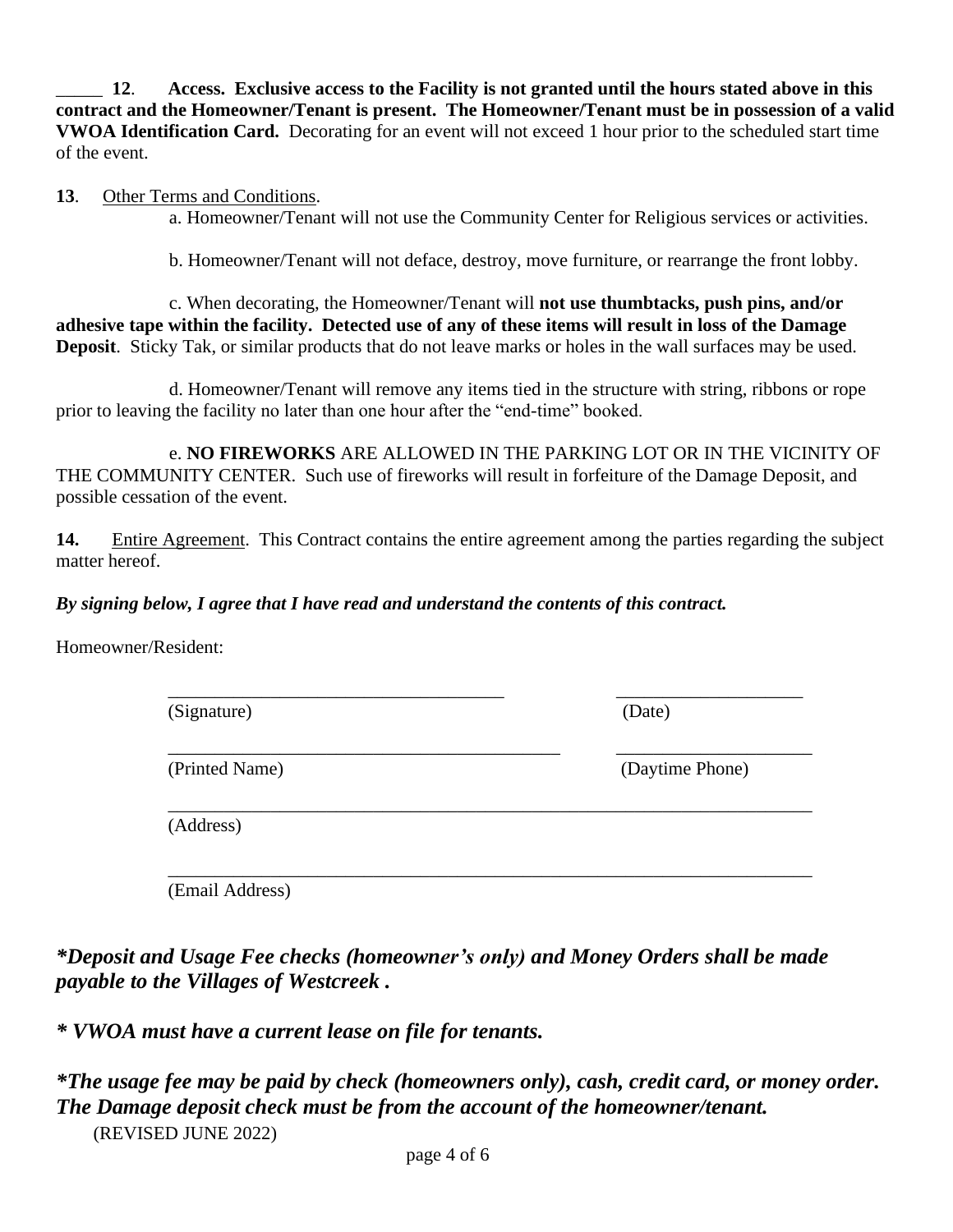\_\_\_\_\_ **12**. **Access. Exclusive access to the Facility is not granted until the hours stated above in this contract and the Homeowner/Tenant is present. The Homeowner/Tenant must be in possession of a valid VWOA Identification Card.** Decorating for an event will not exceed 1 hour prior to the scheduled start time of the event.

**13**. Other Terms and Conditions.

a. Homeowner/Tenant will not use the Community Center for Religious services or activities.

b. Homeowner/Tenant will not deface, destroy, move furniture, or rearrange the front lobby.

c. When decorating, the Homeowner/Tenant will **not use thumbtacks, push pins, and/or adhesive tape within the facility. Detected use of any of these items will result in loss of the Damage Deposit**. Sticky Tak, or similar products that do not leave marks or holes in the wall surfaces may be used.

d. Homeowner/Tenant will remove any items tied in the structure with string, ribbons or rope prior to leaving the facility no later than one hour after the "end-time" booked.

e. **NO FIREWORKS** ARE ALLOWED IN THE PARKING LOT OR IN THE VICINITY OF THE COMMUNITY CENTER. Such use of fireworks will result in forfeiture of the Damage Deposit, and possible cessation of the event.

**14.** Entire Agreement. This Contract contains the entire agreement among the parties regarding the subject matter hereof.

***By signing below, I agree that I have read and understand the contents of this contract.***

Homeowner/Resident:

\_\_\_\_\_\_\_\_\_\_\_\_\_\_\_\_\_\_\_\_\_\_\_\_\_\_\_\_\_\_\_\_\_\_\_\_\_ \_\_\_\_\_\_\_\_\_\_\_\_\_\_\_\_\_\_\_\_
(Signature) (Date)

\_\_\_\_\_\_\_\_\_\_\_\_\_\_\_\_\_\_\_\_\_\_\_\_\_\_\_\_\_\_\_\_\_\_\_\_\_\_\_\_\_\_ \_\_\_\_\_\_\_\_\_\_\_\_\_\_\_\_\_\_\_\_\_
(Printed Name) (Daytime Phone)

\_\_\_\_\_\_\_\_\_\_\_\_\_\_\_\_\_\_\_\_\_\_\_\_\_\_\_\_\_\_\_\_\_\_\_\_\_\_\_\_\_\_\_\_\_\_\_\_\_\_\_\_\_\_\_\_\_\_\_\_\_\_\_\_\_\_
(Address)

\_\_\_\_\_\_\_\_\_\_\_\_\_\_\_\_\_\_\_\_\_\_\_\_\_\_\_\_\_\_\_\_\_\_\_\_\_\_\_\_\_\_\_\_\_\_\_\_\_\_\_\_\_\_\_\_\_\_\_\_\_\_\_\_\_\_
(Email Address)

***\*Deposit and Usage Fee checks (homeowner's only) and Money Orders shall be made payable to the Villages of Westcreek .***

***\* VWOA must have a current lease on file for tenants.***

***\*The usage fee may be paid by check (homeowners only), cash, credit card, or money order. The Damage deposit check must be from the account of the homeowner/tenant.***

(REVISED JUNE 2022)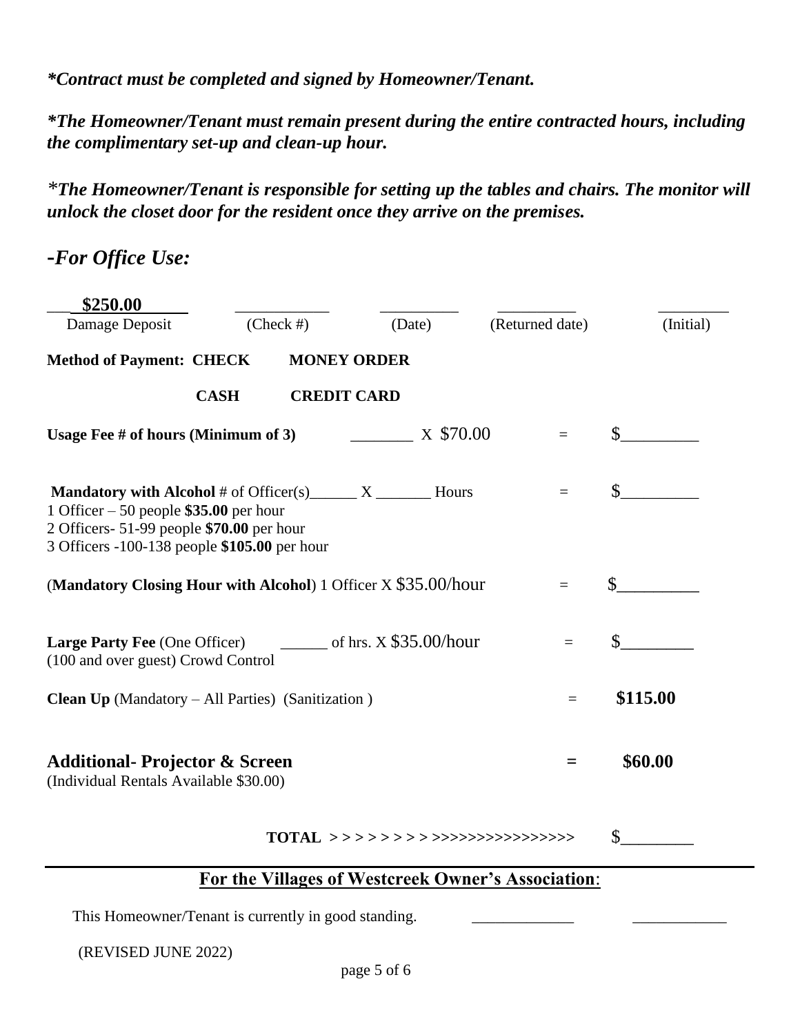*\*Contract must be completed and signed by Homeowner/Tenant.*

*\*The Homeowner/Tenant must remain present during the entire contracted hours, including the complimentary set-up and clean-up hour.*

*\*The Homeowner/Tenant is responsible for setting up the tables and chairs. The monitor will unlock the closet door for the resident once they arrive on the premises.*

## *-For Office Use:*

| **$250.00** | ___________ | __________ | __________ | _________ |
|---|---|---|---|---|
| Damage Deposit | (Check #) | (Date) | (Returned date) | (Initial) |

**Method of Payment: CHECK MONEY ORDER**

**CASH CREDIT CARD**

**Usage Fee # of hours (Minimum of 3)** _______ X $70.00 = $_________

**Mandatory with Alcohol** # of Officer(s)______ X _______ Hours = $_________
1 Officer – 50 people **$35.00** per hour
2 Officers- 51-99 people **$70.00** per hour
3 Officers -100-138 people **$105.00** per hour

(**Mandatory Closing Hour with Alcohol**) 1 Officer X $35.00/hour = $_________

**Large Party Fee** (One Officer) ______ of hrs. X $35.00/hour = $________
(100 and over guest) Crowd Control

**Clean Up** (Mandatory – All Parties) (Sanitization ) = **$115.00**

**Additional- Projector & Screen** **=** **$60.00**
(Individual Rentals Available $30.00)

**TOTAL** > > > > > > > > >>>>>>>>>>>>>>>> $________

## For the Villages of Westcreek Owner's Association:

This Homeowner/Tenant is currently in good standing. ____________ ___________

(REVISED JUNE 2022)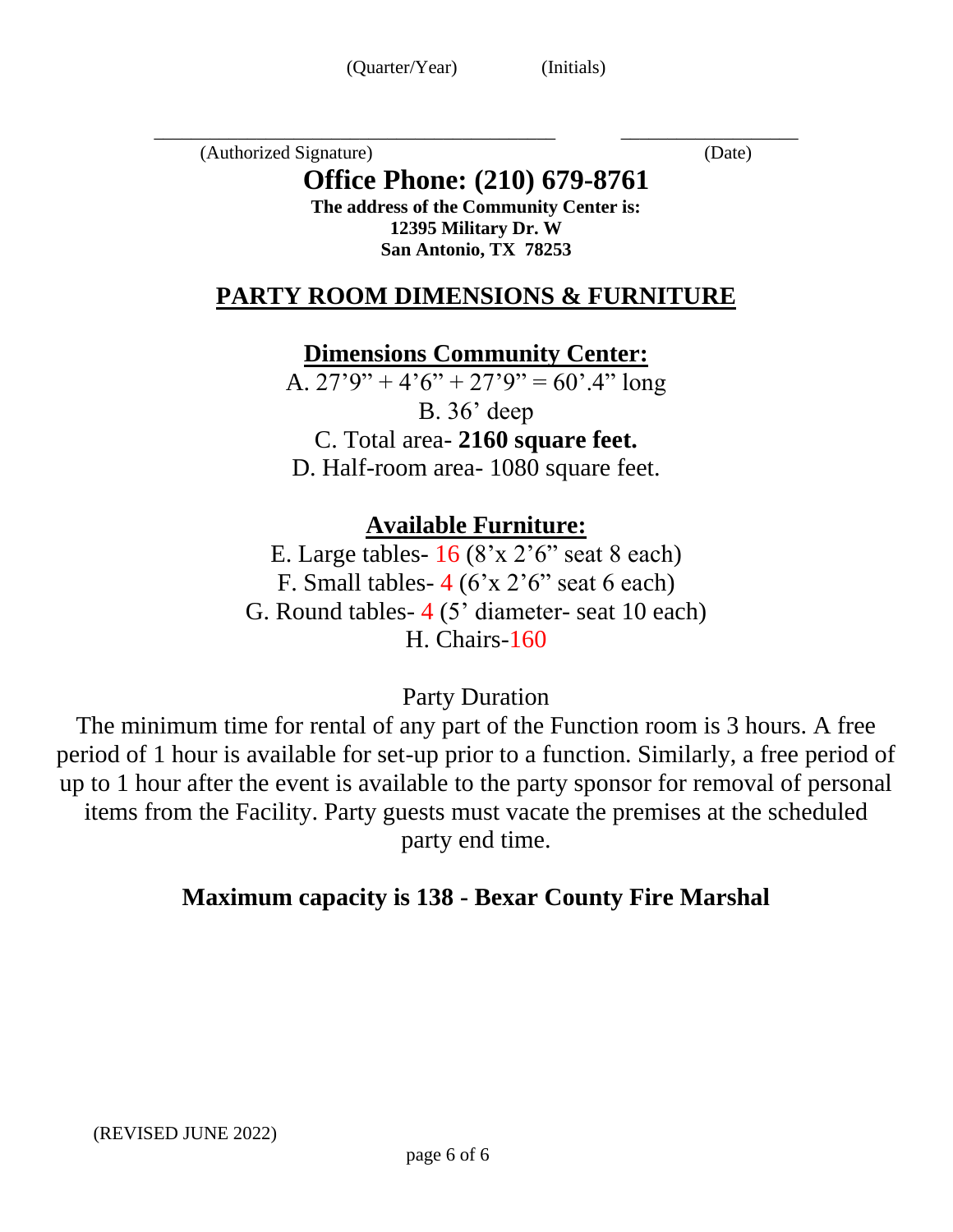(Quarter/Year) (Initials)

\_\_\_\_\_\_\_\_\_\_\_\_\_\_\_\_\_\_\_\_\_\_\_\_\_\_\_\_\_\_\_\_\_\_\_\_\_\_\_\_ \_\_\_\_\_\_\_\_\_\_\_\_\_\_\_\_\_\_

(Authorized Signature) (Date)

## Office Phone: (210) 679-8761

**The address of the Community Center is:**
**12395 Military Dr. W**
**San Antonio, TX 78253**

## PARTY ROOM DIMENSIONS & FURNITURE

### Dimensions Community Center:

A. 27’9” + 4’6” + 27’9” = 60’.4” long

B. 36’ deep

C. Total area- **2160 square feet.**

D. Half-room area- 1080 square feet.

### Available Furniture:

E. Large tables- 16 (8’x 2’6” seat 8 each)

F. Small tables- 4 (6’x 2’6” seat 6 each)

G. Round tables- 4 (5’ diameter- seat 10 each)

H. Chairs-160

Party Duration

The minimum time for rental of any part of the Function room is 3 hours. A free period of 1 hour is available for set-up prior to a function. Similarly, a free period of up to 1 hour after the event is available to the party sponsor for removal of personal items from the Facility. Party guests must vacate the premises at the scheduled party end time.

**Maximum capacity is 138 - Bexar County Fire Marshal**

(REVISED JUNE 2022)